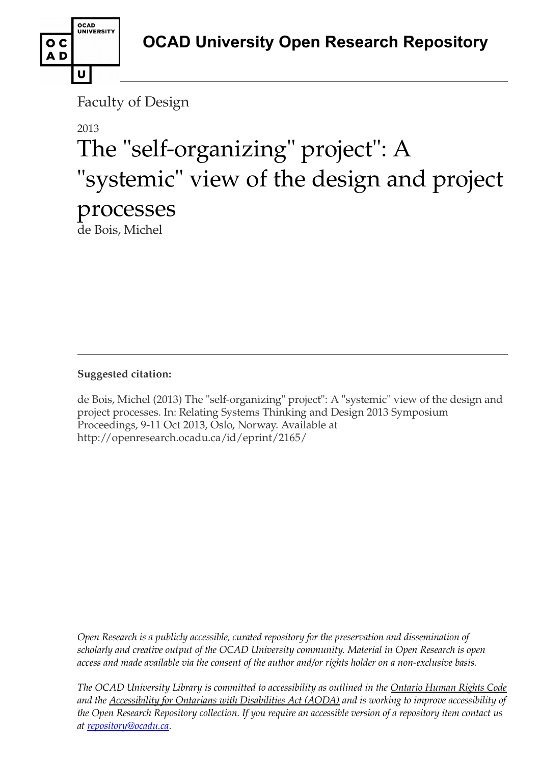# OCAD University Open Research Repository

Faculty of Design

2013

# The "self-organizing" project": A "systemic" view of the design and project processes

de Bois, Michel

---

**Suggested citation:**

de Bois, Michel (2013) The "self-organizing" project": A "systemic" view of the design and project processes. In: Relating Systems Thinking and Design 2013 Symposium Proceedings, 9-11 Oct 2013, Oslo, Norway. Available at http://openresearch.ocadu.ca/id/eprint/2165/

*Open Research is a publicly accessible, curated repository for the preservation and dissemination of scholarly and creative output of the OCAD University community. Material in Open Research is open access and made available via the consent of the author and/or rights holder on a non-exclusive basis.*

*The OCAD University Library is committed to accessibility as outlined in the Ontario Human Rights Code and the Accessibility for Ontarians with Disabilities Act (AODA) and is working to improve accessibility of the Open Research Repository collection. If you require an accessible version of a repository item contact us at repository@ocadu.ca.*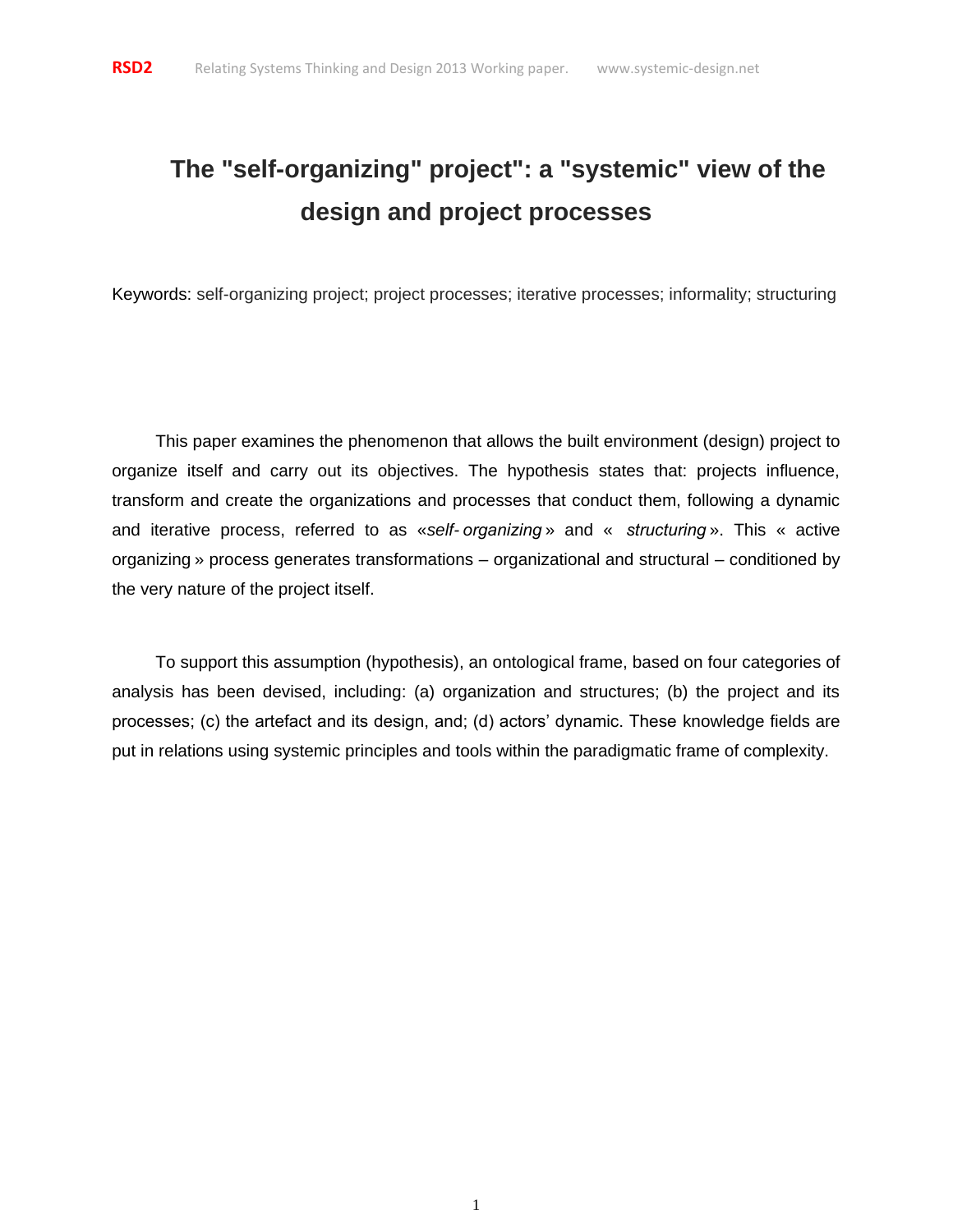# The "self-organizing" project": a "systemic" view of the design and project processes

Keywords: self-organizing project; project processes; iterative processes; informality; structuring

This paper examines the phenomenon that allows the built environment (design) project to organize itself and carry out its objectives. The hypothesis states that: projects influence, transform and create the organizations and processes that conduct them, following a dynamic and iterative process, referred to as «*self- organizing*» and « *structuring*». This « active organizing» process generates transformations – organizational and structural – conditioned by the very nature of the project itself.

To support this assumption (hypothesis), an ontological frame, based on four categories of analysis has been devised, including: (a) organization and structures; (b) the project and its processes; (c) the artefact and its design, and; (d) actors' dynamic. These knowledge fields are put in relations using systemic principles and tools within the paradigmatic frame of complexity.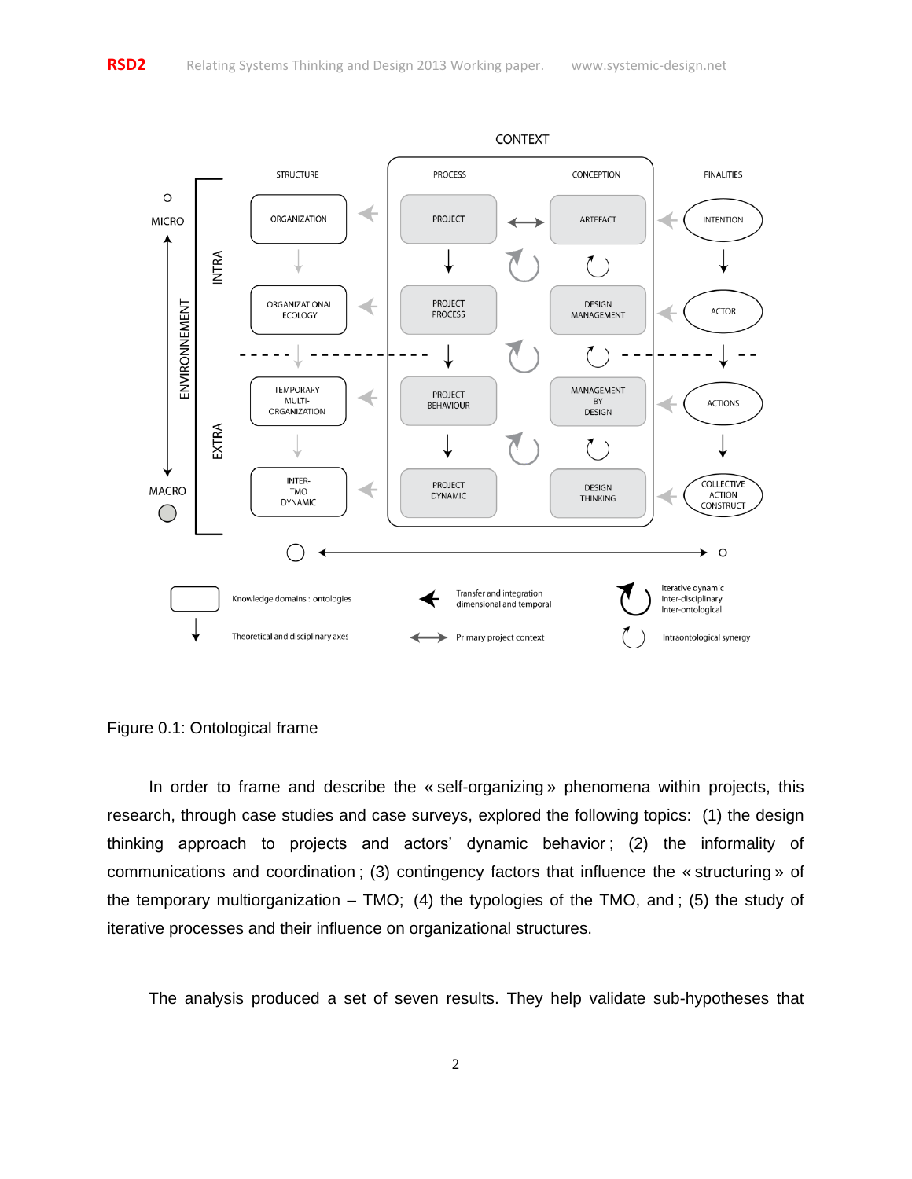Figure 0.1: Ontological frame

In order to frame and describe the « self-organizing » phenomena within projects, this research, through case studies and case surveys, explored the following topics: (1) the design thinking approach to projects and actors' dynamic behavior ; (2) the informality of communications and coordination ; (3) contingency factors that influence the « structuring » of the temporary multiorganization – TMO; (4) the typologies of the TMO, and ; (5) the study of iterative processes and their influence on organizational structures.

The analysis produced a set of seven results. They help validate sub-hypotheses that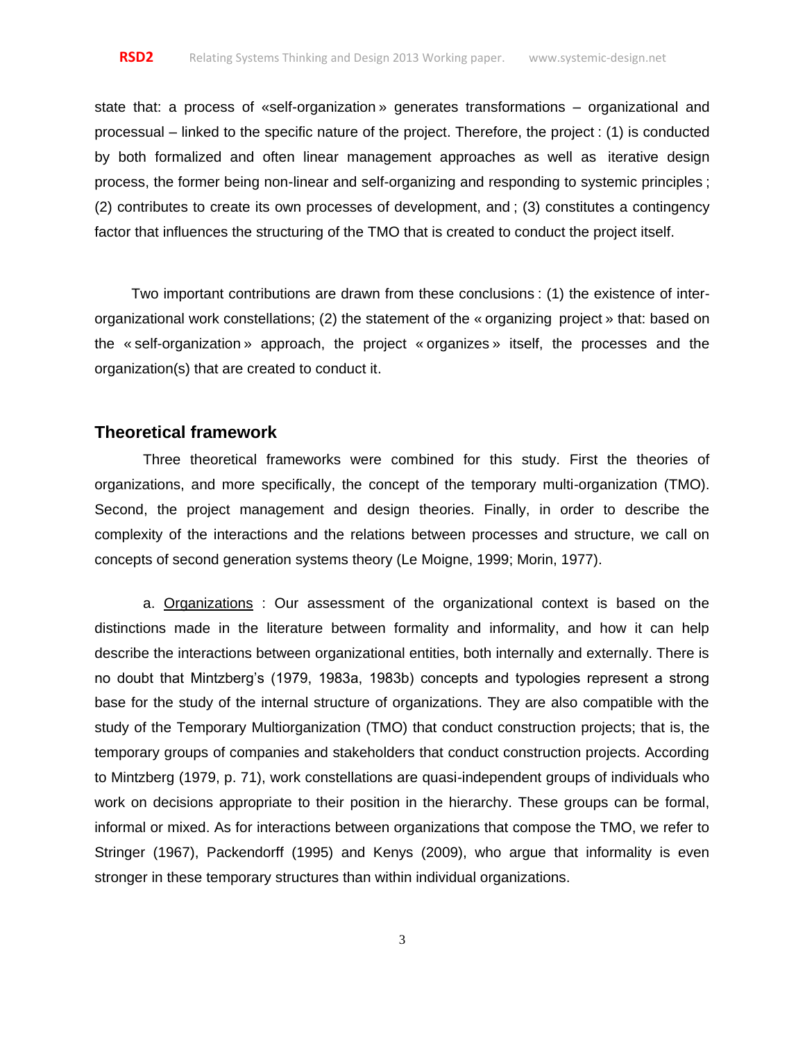state that: a process of «self-organization » generates transformations – organizational and processual – linked to the specific nature of the project. Therefore, the project : (1) is conducted by both formalized and often linear management approaches as well as iterative design process, the former being non-linear and self-organizing and responding to systemic principles ; (2) contributes to create its own processes of development, and ; (3) constitutes a contingency factor that influences the structuring of the TMO that is created to conduct the project itself.

Two important contributions are drawn from these conclusions : (1) the existence of inter-organizational work constellations; (2) the statement of the « organizing project » that: based on the « self-organization » approach, the project « organizes » itself, the processes and the organization(s) that are created to conduct it.

## Theoretical framework

Three theoretical frameworks were combined for this study. First the theories of organizations, and more specifically, the concept of the temporary multi-organization (TMO). Second, the project management and design theories. Finally, in order to describe the complexity of the interactions and the relations between processes and structure, we call on concepts of second generation systems theory (Le Moigne, 1999; Morin, 1977).

a. Organizations : Our assessment of the organizational context is based on the distinctions made in the literature between formality and informality, and how it can help describe the interactions between organizational entities, both internally and externally. There is no doubt that Mintzberg's (1979, 1983a, 1983b) concepts and typologies represent a strong base for the study of the internal structure of organizations. They are also compatible with the study of the Temporary Multiorganization (TMO) that conduct construction projects; that is, the temporary groups of companies and stakeholders that conduct construction projects. According to Mintzberg (1979, p. 71), work constellations are quasi-independent groups of individuals who work on decisions appropriate to their position in the hierarchy. These groups can be formal, informal or mixed. As for interactions between organizations that compose the TMO, we refer to Stringer (1967), Packendorff (1995) and Kenys (2009), who argue that informality is even stronger in these temporary structures than within individual organizations.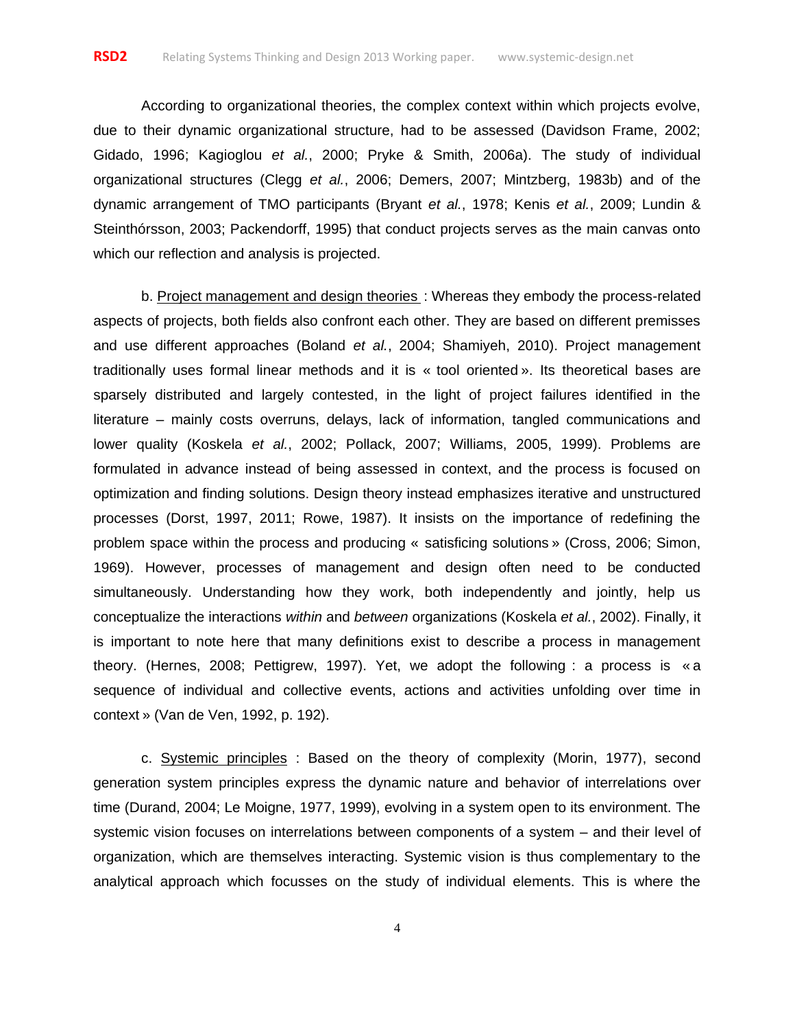According to organizational theories, the complex context within which projects evolve, due to their dynamic organizational structure, had to be assessed (Davidson Frame, 2002; Gidado, 1996; Kagioglou *et al.*, 2000; Pryke & Smith, 2006a). The study of individual organizational structures (Clegg *et al.*, 2006; Demers, 2007; Mintzberg, 1983b) and of the dynamic arrangement of TMO participants (Bryant *et al.*, 1978; Kenis *et al.*, 2009; Lundin & Steinthórsson, 2003; Packendorff, 1995) that conduct projects serves as the main canvas onto which our reflection and analysis is projected.

b. <u>Project management and design theories</u> : Whereas they embody the process-related aspects of projects, both fields also confront each other. They are based on different premisses and use different approaches (Boland *et al.*, 2004; Shamiyeh, 2010). Project management traditionally uses formal linear methods and it is « tool oriented ». Its theoretical bases are sparsely distributed and largely contested, in the light of project failures identified in the literature – mainly costs overruns, delays, lack of information, tangled communications and lower quality (Koskela *et al.*, 2002; Pollack, 2007; Williams, 2005, 1999). Problems are formulated in advance instead of being assessed in context, and the process is focused on optimization and finding solutions. Design theory instead emphasizes iterative and unstructured processes (Dorst, 1997, 2011; Rowe, 1987). It insists on the importance of redefining the problem space within the process and producing « satisficing solutions » (Cross, 2006; Simon, 1969). However, processes of management and design often need to be conducted simultaneously. Understanding how they work, both independently and jointly, help us conceptualize the interactions *within* and *between* organizations (Koskela *et al.*, 2002). Finally, it is important to note here that many definitions exist to describe a process in management theory. (Hernes, 2008; Pettigrew, 1997). Yet, we adopt the following : a process is « a sequence of individual and collective events, actions and activities unfolding over time in context » (Van de Ven, 1992, p. 192).

c. <u>Systemic principles</u> : Based on the theory of complexity (Morin, 1977), second generation system principles express the dynamic nature and behavior of interrelations over time (Durand, 2004; Le Moigne, 1977, 1999), evolving in a system open to its environment. The systemic vision focuses on interrelations between components of a system – and their level of organization, which are themselves interacting. Systemic vision is thus complementary to the analytical approach which focusses on the study of individual elements. This is where the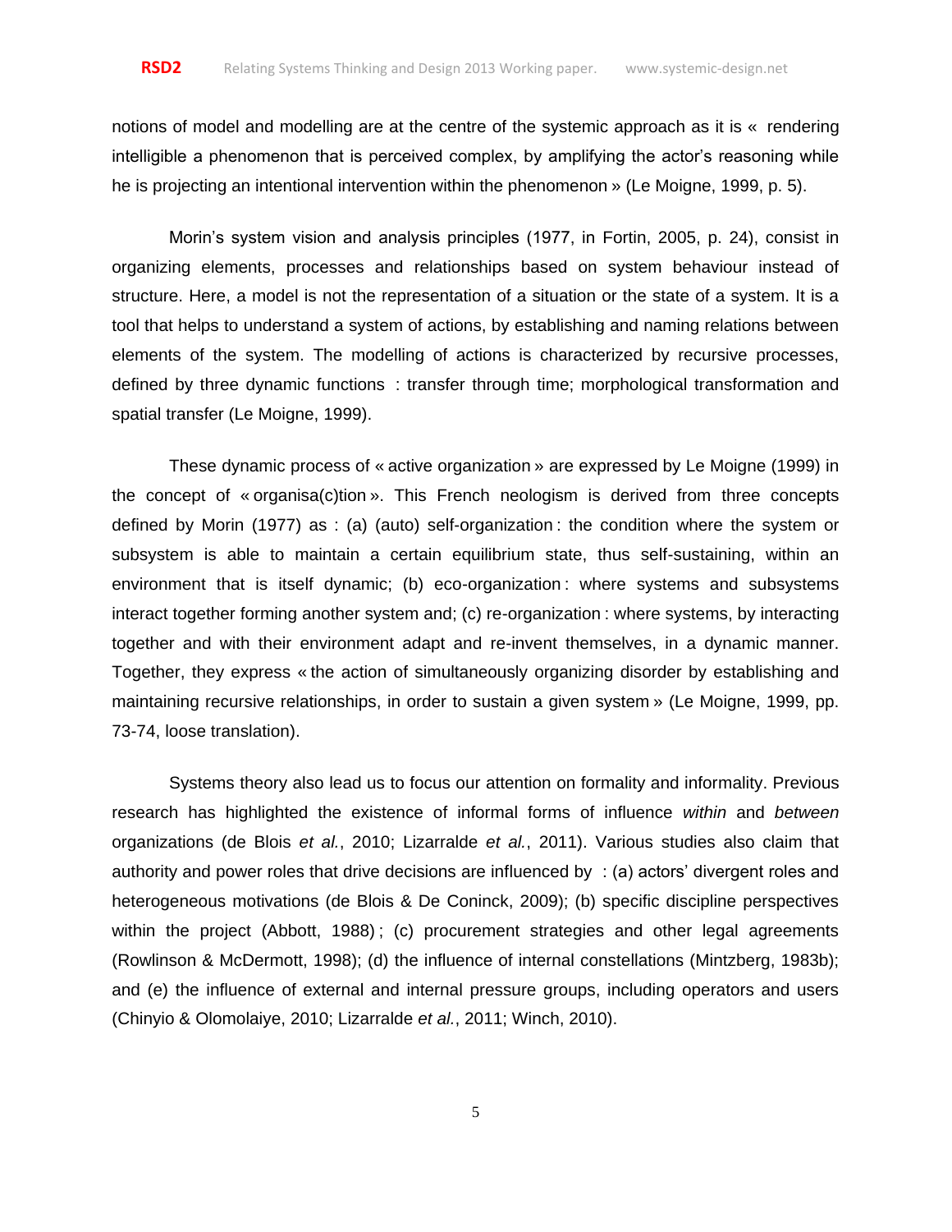notions of model and modelling are at the centre of the systemic approach as it is « rendering intelligible a phenomenon that is perceived complex, by amplifying the actor's reasoning while he is projecting an intentional intervention within the phenomenon » (Le Moigne, 1999, p. 5).

Morin's system vision and analysis principles (1977, in Fortin, 2005, p. 24), consist in organizing elements, processes and relationships based on system behaviour instead of structure. Here, a model is not the representation of a situation or the state of a system. It is a tool that helps to understand a system of actions, by establishing and naming relations between elements of the system. The modelling of actions is characterized by recursive processes, defined by three dynamic functions : transfer through time; morphological transformation and spatial transfer (Le Moigne, 1999).

These dynamic process of « active organization » are expressed by Le Moigne (1999) in the concept of « organisa(c)tion ». This French neologism is derived from three concepts defined by Morin (1977) as : (a) (auto) self-organization : the condition where the system or subsystem is able to maintain a certain equilibrium state, thus self-sustaining, within an environment that is itself dynamic; (b) eco-organization : where systems and subsystems interact together forming another system and; (c) re-organization : where systems, by interacting together and with their environment adapt and re-invent themselves, in a dynamic manner. Together, they express « the action of simultaneously organizing disorder by establishing and maintaining recursive relationships, in order to sustain a given system » (Le Moigne, 1999, pp. 73-74, loose translation).

Systems theory also lead us to focus our attention on formality and informality. Previous research has highlighted the existence of informal forms of influence *within* and *between* organizations (de Blois *et al.*, 2010; Lizarralde *et al.*, 2011). Various studies also claim that authority and power roles that drive decisions are influenced by : (a) actors' divergent roles and heterogeneous motivations (de Blois & De Coninck, 2009); (b) specific discipline perspectives within the project (Abbott, 1988) ; (c) procurement strategies and other legal agreements (Rowlinson & McDermott, 1998); (d) the influence of internal constellations (Mintzberg, 1983b); and (e) the influence of external and internal pressure groups, including operators and users (Chinyio & Olomolaiye, 2010; Lizarralde *et al.*, 2011; Winch, 2010).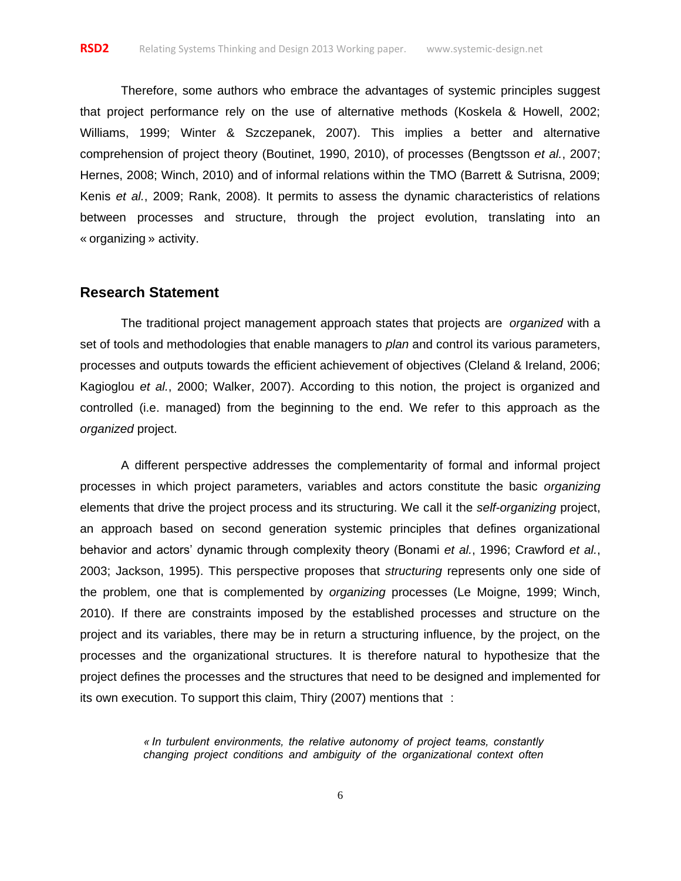Therefore, some authors who embrace the advantages of systemic principles suggest that project performance rely on the use of alternative methods (Koskela & Howell, 2002; Williams, 1999; Winter & Szczepanek, 2007). This implies a better and alternative comprehension of project theory (Boutinet, 1990, 2010), of processes (Bengtsson *et al.*, 2007; Hernes, 2008; Winch, 2010) and of informal relations within the TMO (Barrett & Sutrisna, 2009; Kenis *et al.*, 2009; Rank, 2008). It permits to assess the dynamic characteristics of relations between processes and structure, through the project evolution, translating into an « organizing » activity.

## Research Statement

The traditional project management approach states that projects are *organized* with a set of tools and methodologies that enable managers to *plan* and control its various parameters, processes and outputs towards the efficient achievement of objectives (Cleland & Ireland, 2006; Kagioglou *et al.*, 2000; Walker, 2007). According to this notion, the project is organized and controlled (i.e. managed) from the beginning to the end. We refer to this approach as the *organized* project.

A different perspective addresses the complementarity of formal and informal project processes in which project parameters, variables and actors constitute the basic *organizing* elements that drive the project process and its structuring. We call it the *self-organizing* project, an approach based on second generation systemic principles that defines organizational behavior and actors' dynamic through complexity theory (Bonami *et al.*, 1996; Crawford *et al.*, 2003; Jackson, 1995). This perspective proposes that *structuring* represents only one side of the problem, one that is complemented by *organizing* processes (Le Moigne, 1999; Winch, 2010). If there are constraints imposed by the established processes and structure on the project and its variables, there may be in return a structuring influence, by the project, on the processes and the organizational structures. It is therefore natural to hypothesize that the project defines the processes and the structures that need to be designed and implemented for its own execution. To support this claim, Thiry (2007) mentions that :

> *« In turbulent environments, the relative autonomy of project teams, constantly changing project conditions and ambiguity of the organizational context often*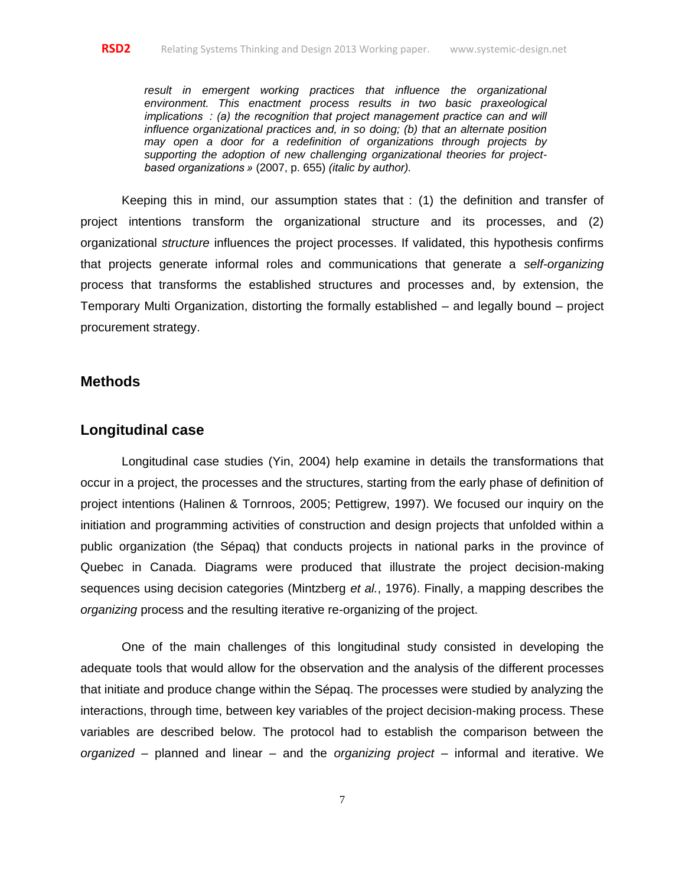*result in emergent working practices that influence the organizational environment. This enactment process results in two basic praxeological implications : (a) the recognition that project management practice can and will influence organizational practices and, in so doing; (b) that an alternate position may open a door for a redefinition of organizations through projects by supporting the adoption of new challenging organizational theories for project-based organizations »* (2007, p. 655) *(italic by author).*

Keeping this in mind, our assumption states that : (1) the definition and transfer of project intentions transform the organizational structure and its processes, and (2) organizational *structure* influences the project processes. If validated, this hypothesis confirms that projects generate informal roles and communications that generate a *self-organizing* process that transforms the established structures and processes and, by extension, the Temporary Multi Organization, distorting the formally established – and legally bound – project procurement strategy.

## Methods

## Longitudinal case

Longitudinal case studies (Yin, 2004) help examine in details the transformations that occur in a project, the processes and the structures, starting from the early phase of definition of project intentions (Halinen & Tornroos, 2005; Pettigrew, 1997). We focused our inquiry on the initiation and programming activities of construction and design projects that unfolded within a public organization (the Sépaq) that conducts projects in national parks in the province of Quebec in Canada. Diagrams were produced that illustrate the project decision-making sequences using decision categories (Mintzberg *et al.*, 1976). Finally, a mapping describes the *organizing* process and the resulting iterative re-organizing of the project.

One of the main challenges of this longitudinal study consisted in developing the adequate tools that would allow for the observation and the analysis of the different processes that initiate and produce change within the Sépaq. The processes were studied by analyzing the interactions, through time, between key variables of the project decision-making process. These variables are described below. The protocol had to establish the comparison between the *organized* – planned and linear – and the *organizing project* – informal and iterative. We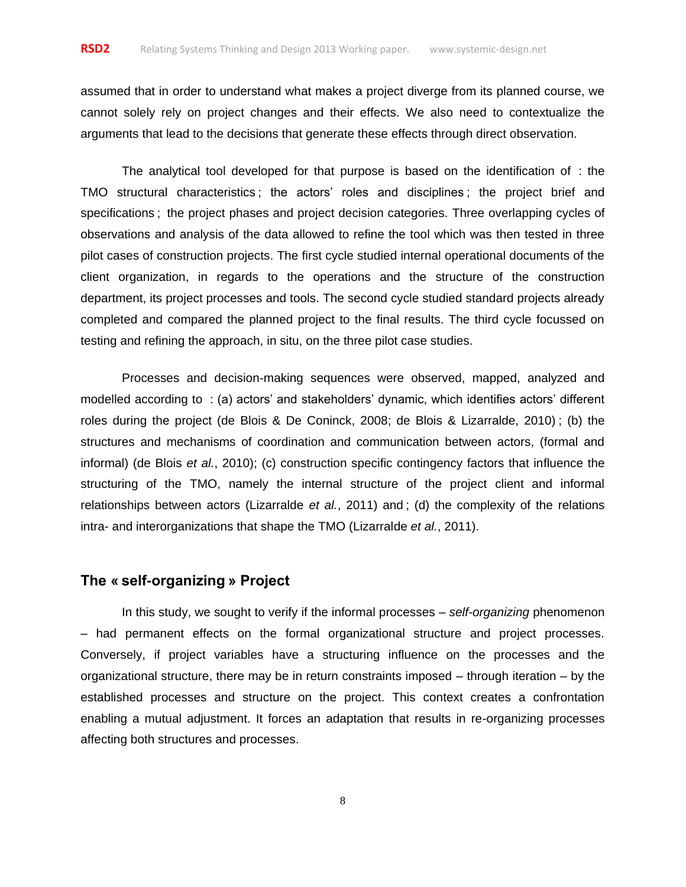assumed that in order to understand what makes a project diverge from its planned course, we cannot solely rely on project changes and their effects. We also need to contextualize the arguments that lead to the decisions that generate these effects through direct observation.

The analytical tool developed for that purpose is based on the identification of : the TMO structural characteristics ; the actors' roles and disciplines ; the project brief and specifications ; the project phases and project decision categories. Three overlapping cycles of observations and analysis of the data allowed to refine the tool which was then tested in three pilot cases of construction projects. The first cycle studied internal operational documents of the client organization, in regards to the operations and the structure of the construction department, its project processes and tools. The second cycle studied standard projects already completed and compared the planned project to the final results. The third cycle focussed on testing and refining the approach, in situ, on the three pilot case studies.

Processes and decision-making sequences were observed, mapped, analyzed and modelled according to : (a) actors' and stakeholders' dynamic, which identifies actors' different roles during the project (de Blois & De Coninck, 2008; de Blois & Lizarralde, 2010) ; (b) the structures and mechanisms of coordination and communication between actors, (formal and informal) (de Blois *et al.*, 2010); (c) construction specific contingency factors that influence the structuring of the TMO, namely the internal structure of the project client and informal relationships between actors (Lizarralde *et al.*, 2011) and ; (d) the complexity of the relations intra- and interorganizations that shape the TMO (Lizarralde *et al.*, 2011).

## The « self-organizing » Project

In this study, we sought to verify if the informal processes – *self-organizing* phenomenon – had permanent effects on the formal organizational structure and project processes. Conversely, if project variables have a structuring influence on the processes and the organizational structure, there may be in return constraints imposed – through iteration – by the established processes and structure on the project. This context creates a confrontation enabling a mutual adjustment. It forces an adaptation that results in re-organizing processes affecting both structures and processes.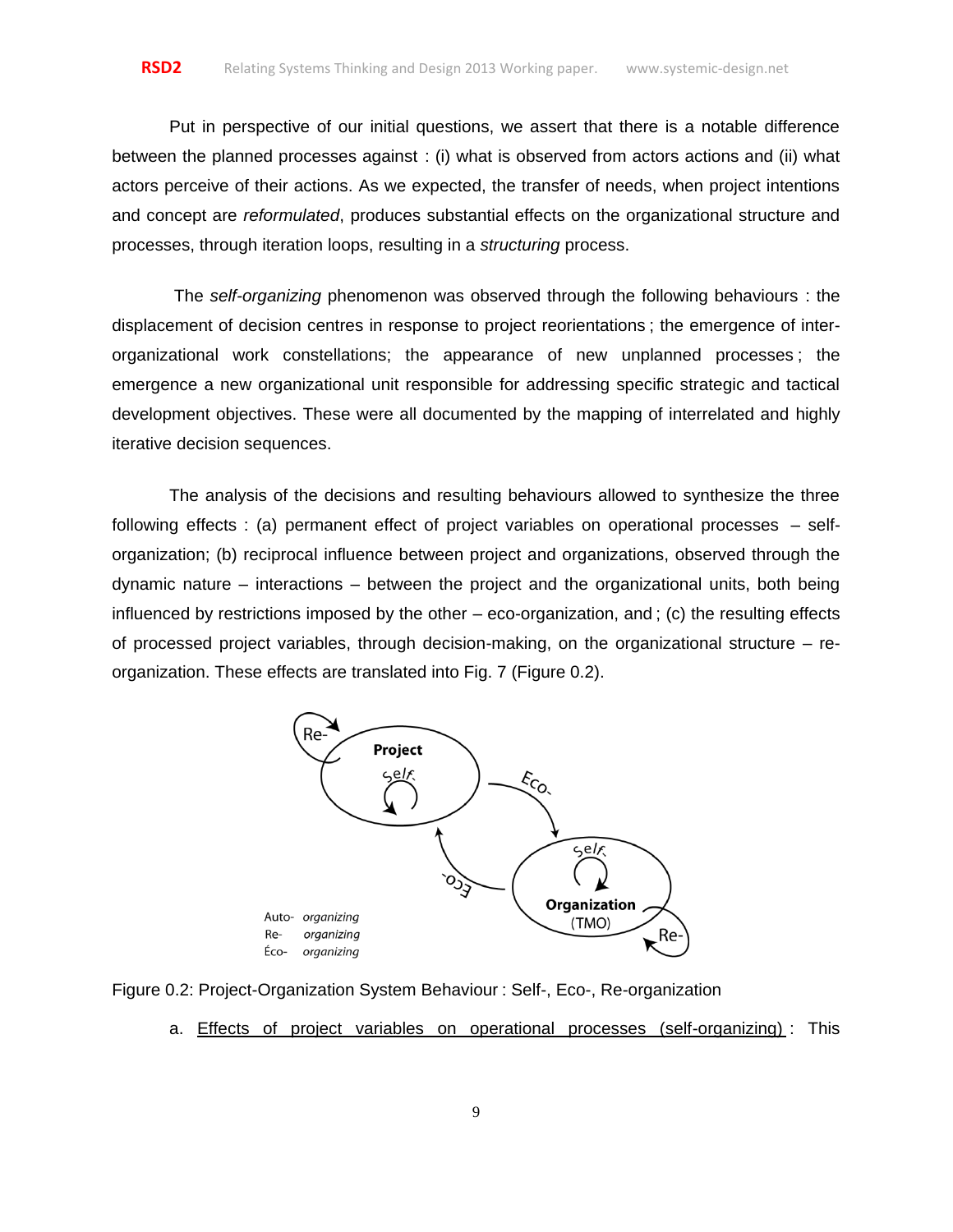Put in perspective of our initial questions, we assert that there is a notable difference between the planned processes against : (i) what is observed from actors actions and (ii) what actors perceive of their actions. As we expected, the transfer of needs, when project intentions and concept are *reformulated*, produces substantial effects on the organizational structure and processes, through iteration loops, resulting in a *structuring* process.

The *self-organizing* phenomenon was observed through the following behaviours : the displacement of decision centres in response to project reorientations ; the emergence of inter-organizational work constellations; the appearance of new unplanned processes ; the emergence a new organizational unit responsible for addressing specific strategic and tactical development objectives. These were all documented by the mapping of interrelated and highly iterative decision sequences.

The analysis of the decisions and resulting behaviours allowed to synthesize the three following effects : (a) permanent effect of project variables on operational processes – self-organization; (b) reciprocal influence between project and organizations, observed through the dynamic nature – interactions – between the project and the organizational units, both being influenced by restrictions imposed by the other – eco-organization, and ; (c) the resulting effects of processed project variables, through decision-making, on the organizational structure – re-organization. These effects are translated into Fig. 7 (Figure 0.2).

Figure 0.2: Project-Organization System Behaviour : Self-, Eco-, Re-organization

a. <u>Effects of project variables on operational processes (self-organizing)</u> : This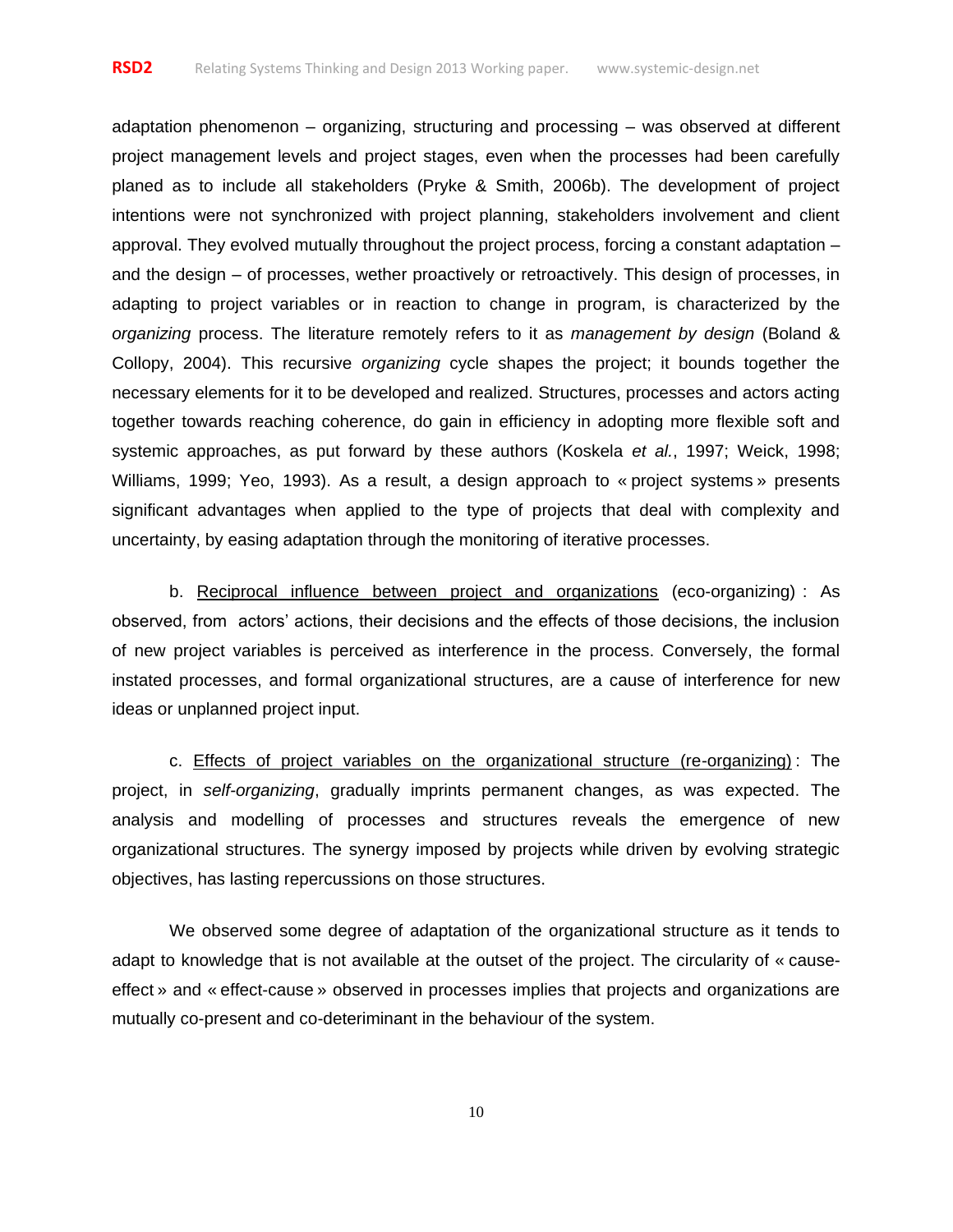adaptation phenomenon – organizing, structuring and processing – was observed at different project management levels and project stages, even when the processes had been carefully planed as to include all stakeholders (Pryke & Smith, 2006b). The development of project intentions were not synchronized with project planning, stakeholders involvement and client approval. They evolved mutually throughout the project process, forcing a constant adaptation – and the design – of processes, wether proactively or retroactively. This design of processes, in adapting to project variables or in reaction to change in program, is characterized by the *organizing* process. The literature remotely refers to it as *management by design* (Boland & Collopy, 2004). This recursive *organizing* cycle shapes the project; it bounds together the necessary elements for it to be developed and realized. Structures, processes and actors acting together towards reaching coherence, do gain in efficiency in adopting more flexible soft and systemic approaches, as put forward by these authors (Koskela *et al.*, 1997; Weick, 1998; Williams, 1999; Yeo, 1993). As a result, a design approach to « project systems » presents significant advantages when applied to the type of projects that deal with complexity and uncertainty, by easing adaptation through the monitoring of iterative processes.

b. <u>Reciprocal influence between project and organizations</u> (eco-organizing) : As observed, from actors' actions, their decisions and the effects of those decisions, the inclusion of new project variables is perceived as interference in the process. Conversely, the formal instated processes, and formal organizational structures, are a cause of interference for new ideas or unplanned project input.

c. <u>Effects of project variables on the organizational structure (re-organizing)</u> : The project, in *self-organizing*, gradually imprints permanent changes, as was expected. The analysis and modelling of processes and structures reveals the emergence of new organizational structures. The synergy imposed by projects while driven by evolving strategic objectives, has lasting repercussions on those structures.

We observed some degree of adaptation of the organizational structure as it tends to adapt to knowledge that is not available at the outset of the project. The circularity of « cause-effect » and « effect-cause » observed in processes implies that projects and organizations are mutually co-present and co-deteriminant in the behaviour of the system.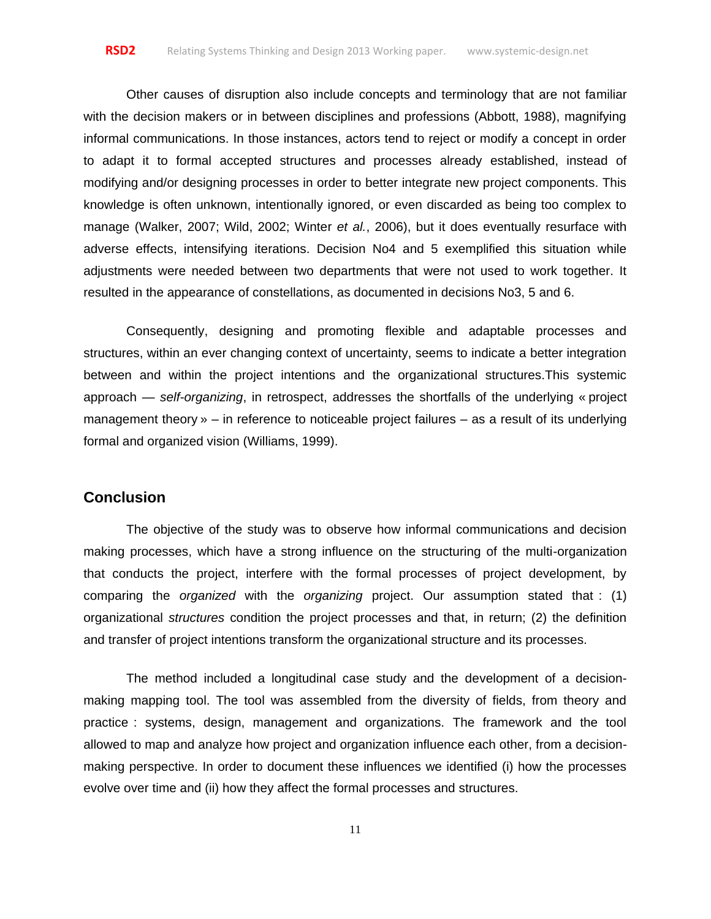Other causes of disruption also include concepts and terminology that are not familiar with the decision makers or in between disciplines and professions (Abbott, 1988), magnifying informal communications. In those instances, actors tend to reject or modify a concept in order to adapt it to formal accepted structures and processes already established, instead of modifying and/or designing processes in order to better integrate new project components. This knowledge is often unknown, intentionally ignored, or even discarded as being too complex to manage (Walker, 2007; Wild, 2002; Winter *et al.*, 2006), but it does eventually resurface with adverse effects, intensifying iterations. Decision No4 and 5 exemplified this situation while adjustments were needed between two departments that were not used to work together. It resulted in the appearance of constellations, as documented in decisions No3, 5 and 6.

Consequently, designing and promoting flexible and adaptable processes and structures, within an ever changing context of uncertainty, seems to indicate a better integration between and within the project intentions and the organizational structures.This systemic approach — *self-organizing*, in retrospect, addresses the shortfalls of the underlying « project management theory » – in reference to noticeable project failures – as a result of its underlying formal and organized vision (Williams, 1999).

## Conclusion

The objective of the study was to observe how informal communications and decision making processes, which have a strong influence on the structuring of the multi-organization that conducts the project, interfere with the formal processes of project development, by comparing the *organized* with the *organizing* project. Our assumption stated that : (1) organizational *structures* condition the project processes and that, in return; (2) the definition and transfer of project intentions transform the organizational structure and its processes.

The method included a longitudinal case study and the development of a decision-making mapping tool. The tool was assembled from the diversity of fields, from theory and practice : systems, design, management and organizations. The framework and the tool allowed to map and analyze how project and organization influence each other, from a decision-making perspective. In order to document these influences we identified (i) how the processes evolve over time and (ii) how they affect the formal processes and structures.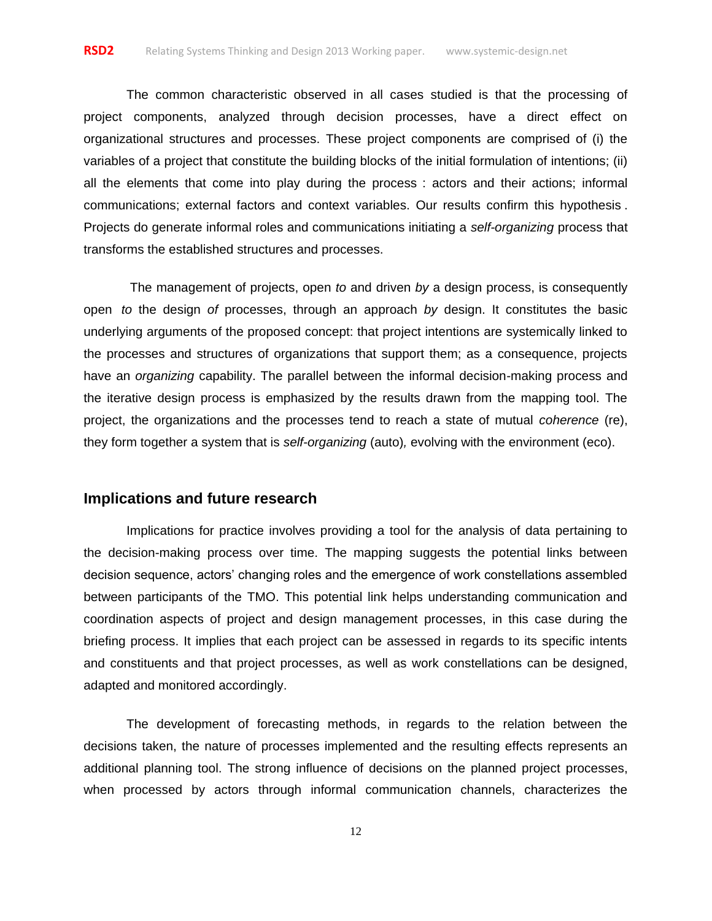The common characteristic observed in all cases studied is that the processing of project components, analyzed through decision processes, have a direct effect on organizational structures and processes. These project components are comprised of (i) the variables of a project that constitute the building blocks of the initial formulation of intentions; (ii) all the elements that come into play during the process : actors and their actions; informal communications; external factors and context variables. Our results confirm this hypothesis . Projects do generate informal roles and communications initiating a *self-organizing* process that transforms the established structures and processes.

The management of projects, open *to* and driven *by* a design process, is consequently open *to* the design *of* processes, through an approach *by* design. It constitutes the basic underlying arguments of the proposed concept: that project intentions are systemically linked to the processes and structures of organizations that support them; as a consequence, projects have an *organizing* capability. The parallel between the informal decision-making process and the iterative design process is emphasized by the results drawn from the mapping tool. The project, the organizations and the processes tend to reach a state of mutual *coherence* (re), they form together a system that is *self-organizing* (auto)*,* evolving with the environment (eco).

## Implications and future research

Implications for practice involves providing a tool for the analysis of data pertaining to the decision-making process over time. The mapping suggests the potential links between decision sequence, actors' changing roles and the emergence of work constellations assembled between participants of the TMO. This potential link helps understanding communication and coordination aspects of project and design management processes, in this case during the briefing process. It implies that each project can be assessed in regards to its specific intents and constituents and that project processes, as well as work constellations can be designed, adapted and monitored accordingly.

The development of forecasting methods, in regards to the relation between the decisions taken, the nature of processes implemented and the resulting effects represents an additional planning tool. The strong influence of decisions on the planned project processes, when processed by actors through informal communication channels, characterizes the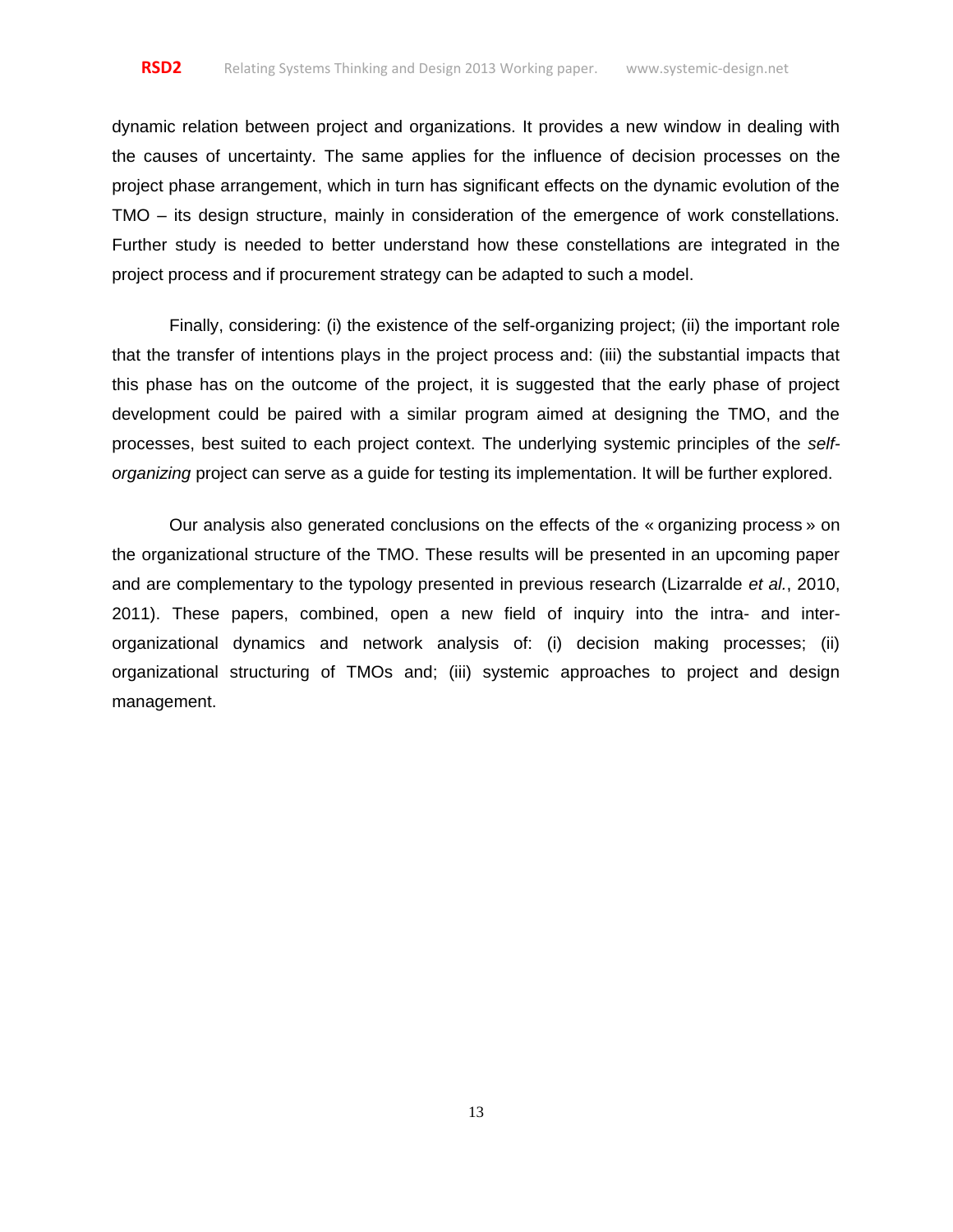dynamic relation between project and organizations. It provides a new window in dealing with the causes of uncertainty. The same applies for the influence of decision processes on the project phase arrangement, which in turn has significant effects on the dynamic evolution of the TMO – its design structure, mainly in consideration of the emergence of work constellations. Further study is needed to better understand how these constellations are integrated in the project process and if procurement strategy can be adapted to such a model.

Finally, considering: (i) the existence of the self-organizing project; (ii) the important role that the transfer of intentions plays in the project process and: (iii) the substantial impacts that this phase has on the outcome of the project, it is suggested that the early phase of project development could be paired with a similar program aimed at designing the TMO, and the processes, best suited to each project context. The underlying systemic principles of the *self-organizing* project can serve as a guide for testing its implementation. It will be further explored.

Our analysis also generated conclusions on the effects of the « organizing process » on the organizational structure of the TMO. These results will be presented in an upcoming paper and are complementary to the typology presented in previous research (Lizarralde *et al.*, 2010, 2011). These papers, combined, open a new field of inquiry into the intra- and inter-organizational dynamics and network analysis of: (i) decision making processes; (ii) organizational structuring of TMOs and; (iii) systemic approaches to project and design management.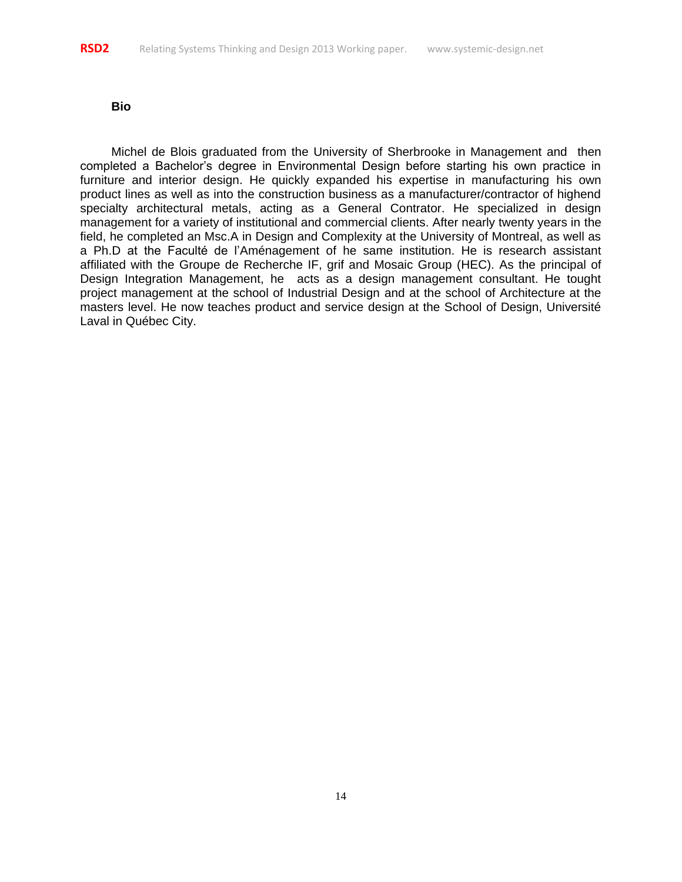### Bio

Michel de Blois graduated from the University of Sherbrooke in Management and then completed a Bachelor's degree in Environmental Design before starting his own practice in furniture and interior design. He quickly expanded his expertise in manufacturing his own product lines as well as into the construction business as a manufacturer/contractor of highend specialty architectural metals, acting as a General Contrator. He specialized in design management for a variety of institutional and commercial clients. After nearly twenty years in the field, he completed an Msc.A in Design and Complexity at the University of Montreal, as well as a Ph.D at the Faculté de l'Aménagement of he same institution. He is research assistant affiliated with the Groupe de Recherche IF, grif and Mosaic Group (HEC). As the principal of Design Integration Management, he acts as a design management consultant. He tought project management at the school of Industrial Design and at the school of Architecture at the masters level. He now teaches product and service design at the School of Design, Université Laval in Québec City.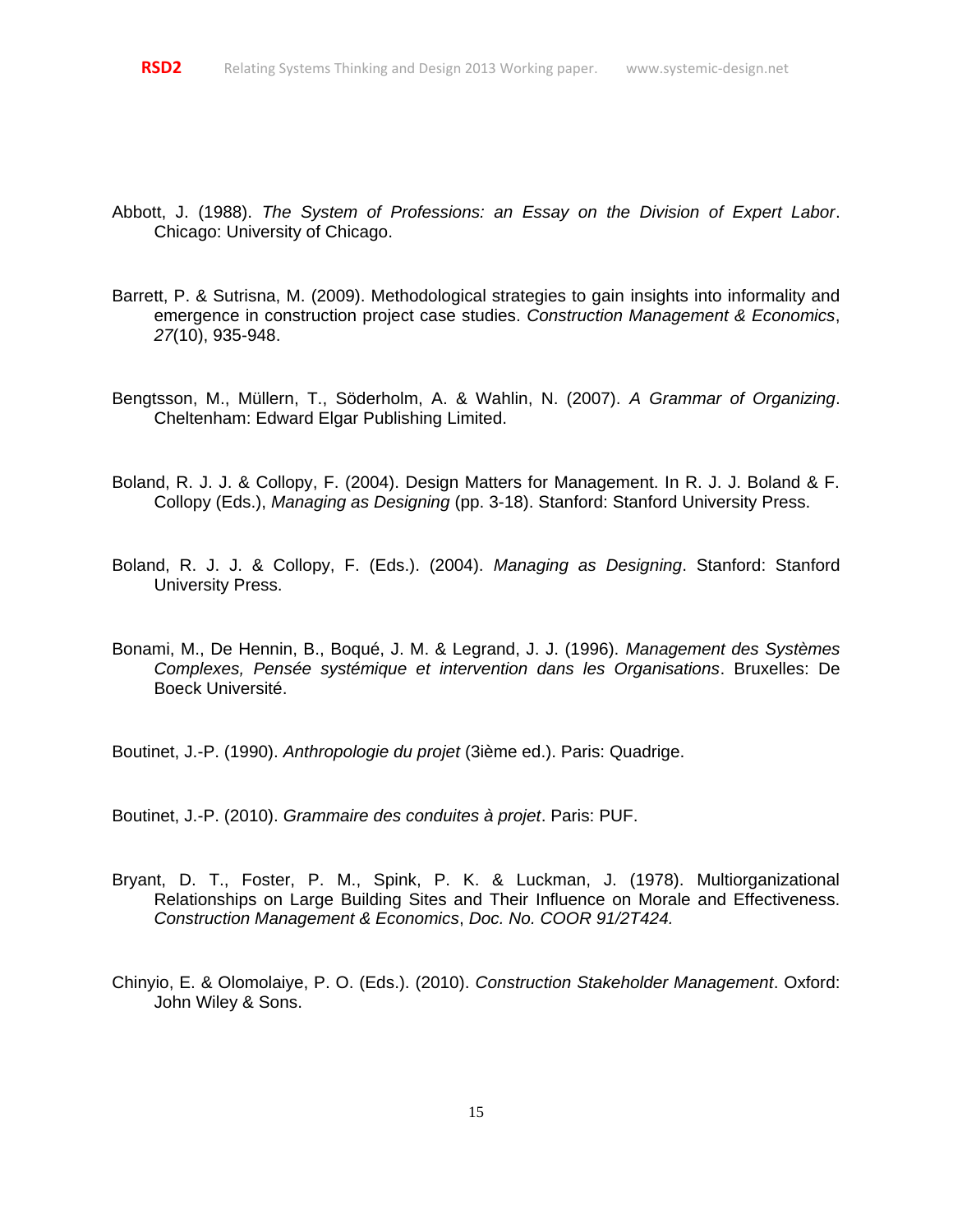Abbott, J. (1988). *The System of Professions: an Essay on the Division of Expert Labor*. Chicago: University of Chicago.

Barrett, P. & Sutrisna, M. (2009). Methodological strategies to gain insights into informality and emergence in construction project case studies. *Construction Management & Economics*, *27*(10), 935-948.

Bengtsson, M., Müllern, T., Söderholm, A. & Wahlin, N. (2007). *A Grammar of Organizing*. Cheltenham: Edward Elgar Publishing Limited.

Boland, R. J. J. & Collopy, F. (2004). Design Matters for Management. In R. J. J. Boland & F. Collopy (Eds.), *Managing as Designing* (pp. 3-18). Stanford: Stanford University Press.

Boland, R. J. J. & Collopy, F. (Eds.). (2004). *Managing as Designing*. Stanford: Stanford University Press.

Bonami, M., De Hennin, B., Boqué, J. M. & Legrand, J. J. (1996). *Management des Systèmes Complexes, Pensée systémique et intervention dans les Organisations*. Bruxelles: De Boeck Université.

Boutinet, J.-P. (1990). *Anthropologie du projet* (3ième ed.). Paris: Quadrige.

Boutinet, J.-P. (2010). *Grammaire des conduites à projet*. Paris: PUF.

Bryant, D. T., Foster, P. M., Spink, P. K. & Luckman, J. (1978). Multiorganizational Relationships on Large Building Sites and Their Influence on Morale and Effectiveness. *Construction Management & Economics*, *Doc. No. COOR 91/2T424.*

Chinyio, E. & Olomolaiye, P. O. (Eds.). (2010). *Construction Stakeholder Management*. Oxford: John Wiley & Sons.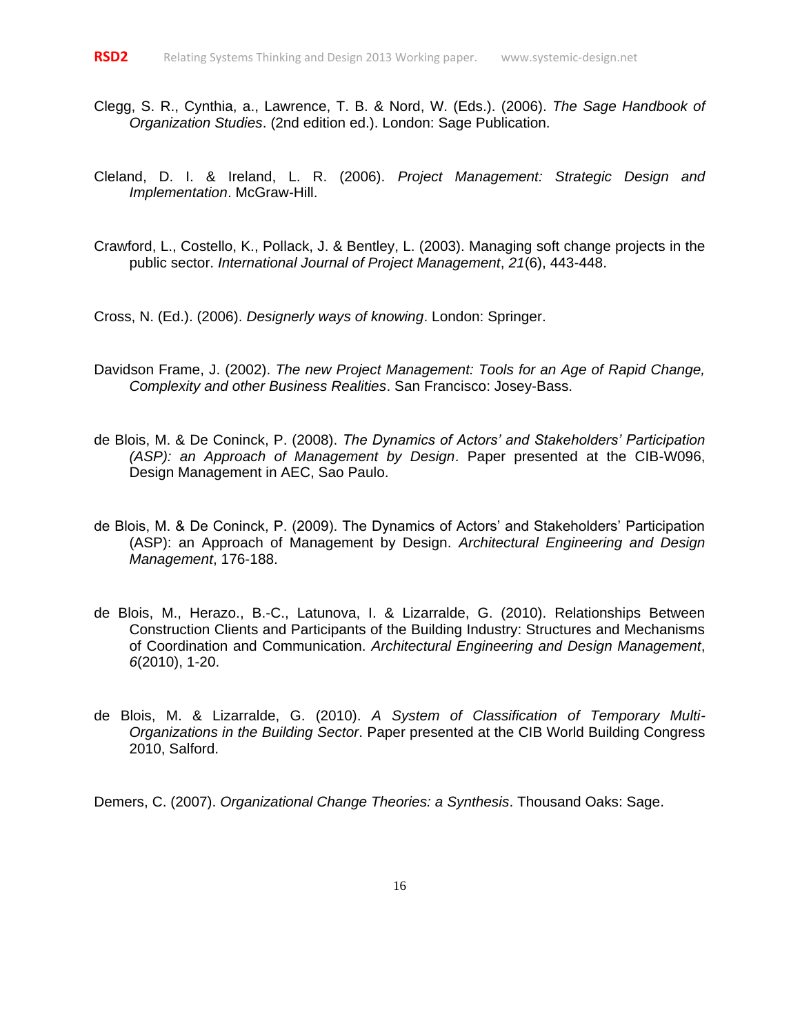Clegg, S. R., Cynthia, a., Lawrence, T. B. & Nord, W. (Eds.). (2006). *The Sage Handbook of Organization Studies*. (2nd edition ed.). London: Sage Publication.

Cleland, D. I. & Ireland, L. R. (2006). *Project Management: Strategic Design and Implementation*. McGraw-Hill.

Crawford, L., Costello, K., Pollack, J. & Bentley, L. (2003). Managing soft change projects in the public sector. *International Journal of Project Management*, *21*(6), 443-448.

Cross, N. (Ed.). (2006). *Designerly ways of knowing*. London: Springer.

Davidson Frame, J. (2002). *The new Project Management: Tools for an Age of Rapid Change, Complexity and other Business Realities*. San Francisco: Josey-Bass.

de Blois, M. & De Coninck, P. (2008). *The Dynamics of Actors' and Stakeholders' Participation (ASP): an Approach of Management by Design*. Paper presented at the CIB-W096, Design Management in AEC, Sao Paulo.

de Blois, M. & De Coninck, P. (2009). The Dynamics of Actors' and Stakeholders' Participation (ASP): an Approach of Management by Design. *Architectural Engineering and Design Management*, 176-188.

de Blois, M., Herazo., B.-C., Latunova, I. & Lizarralde, G. (2010). Relationships Between Construction Clients and Participants of the Building Industry: Structures and Mechanisms of Coordination and Communication. *Architectural Engineering and Design Management*, *6*(2010), 1-20.

de Blois, M. & Lizarralde, G. (2010). *A System of Classification of Temporary Multi-Organizations in the Building Sector*. Paper presented at the CIB World Building Congress 2010, Salford.

Demers, C. (2007). *Organizational Change Theories: a Synthesis*. Thousand Oaks: Sage.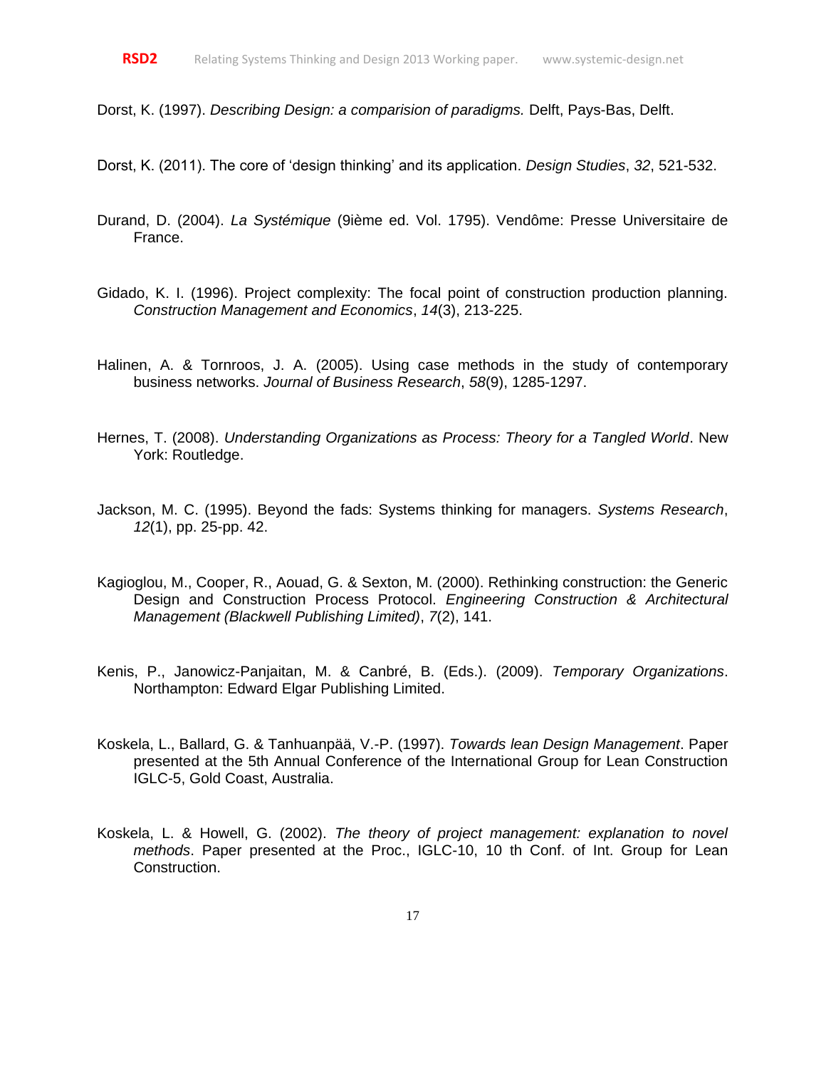Dorst, K. (1997). *Describing Design: a comparision of paradigms.* Delft, Pays-Bas, Delft.

Dorst, K. (2011). The core of 'design thinking' and its application. *Design Studies*, *32*, 521-532.

Durand, D. (2004). *La Systémique* (9ième ed. Vol. 1795). Vendôme: Presse Universitaire de France.

Gidado, K. I. (1996). Project complexity: The focal point of construction production planning. *Construction Management and Economics*, *14*(3), 213-225.

Halinen, A. & Tornroos, J. A. (2005). Using case methods in the study of contemporary business networks. *Journal of Business Research*, *58*(9), 1285-1297.

Hernes, T. (2008). *Understanding Organizations as Process: Theory for a Tangled World*. New York: Routledge.

Jackson, M. C. (1995). Beyond the fads: Systems thinking for managers. *Systems Research*, *12*(1), pp. 25-pp. 42.

Kagioglou, M., Cooper, R., Aouad, G. & Sexton, M. (2000). Rethinking construction: the Generic Design and Construction Process Protocol. *Engineering Construction & Architectural Management (Blackwell Publishing Limited)*, *7*(2), 141.

Kenis, P., Janowicz-Panjaitan, M. & Canbré, B. (Eds.). (2009). *Temporary Organizations*. Northampton: Edward Elgar Publishing Limited.

Koskela, L., Ballard, G. & Tanhuanpää, V.-P. (1997). *Towards lean Design Management*. Paper presented at the 5th Annual Conference of the International Group for Lean Construction IGLC-5, Gold Coast, Australia.

Koskela, L. & Howell, G. (2002). *The theory of project management: explanation to novel methods*. Paper presented at the Proc., IGLC-10, 10 th Conf. of Int. Group for Lean Construction.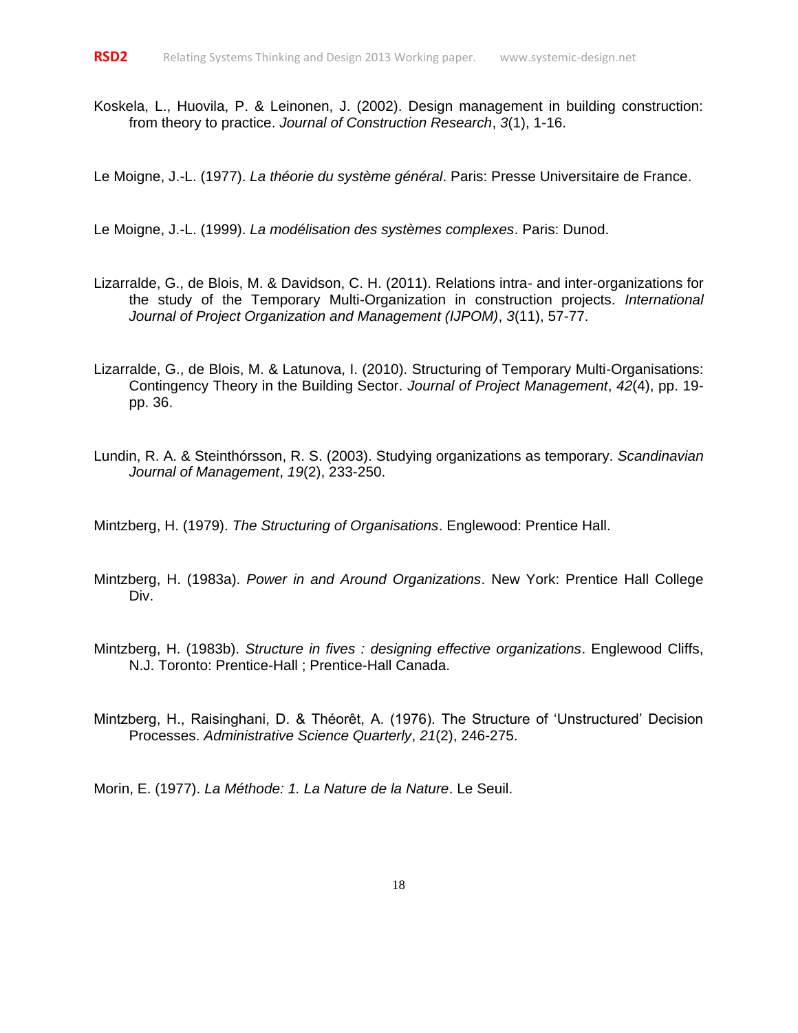Koskela, L., Huovila, P. & Leinonen, J. (2002). Design management in building construction: from theory to practice. *Journal of Construction Research*, *3*(1), 1-16.

Le Moigne, J.-L. (1977). *La théorie du système général*. Paris: Presse Universitaire de France.

Le Moigne, J.-L. (1999). *La modélisation des systèmes complexes*. Paris: Dunod.

Lizarralde, G., de Blois, M. & Davidson, C. H. (2011). Relations intra- and inter-organizations for the study of the Temporary Multi-Organization in construction projects. *International Journal of Project Organization and Management (IJPOM)*, *3*(11), 57-77.

Lizarralde, G., de Blois, M. & Latunova, I. (2010). Structuring of Temporary Multi-Organisations: Contingency Theory in the Building Sector. *Journal of Project Management*, *42*(4), pp. 19-pp. 36.

Lundin, R. A. & Steinthórsson, R. S. (2003). Studying organizations as temporary. *Scandinavian Journal of Management*, *19*(2), 233-250.

Mintzberg, H. (1979). *The Structuring of Organisations*. Englewood: Prentice Hall.

Mintzberg, H. (1983a). *Power in and Around Organizations*. New York: Prentice Hall College Div.

Mintzberg, H. (1983b). *Structure in fives : designing effective organizations*. Englewood Cliffs, N.J. Toronto: Prentice-Hall ; Prentice-Hall Canada.

Mintzberg, H., Raisinghani, D. & Théorêt, A. (1976). The Structure of 'Unstructured' Decision Processes. *Administrative Science Quarterly*, *21*(2), 246-275.

Morin, E. (1977). *La Méthode: 1. La Nature de la Nature*. Le Seuil.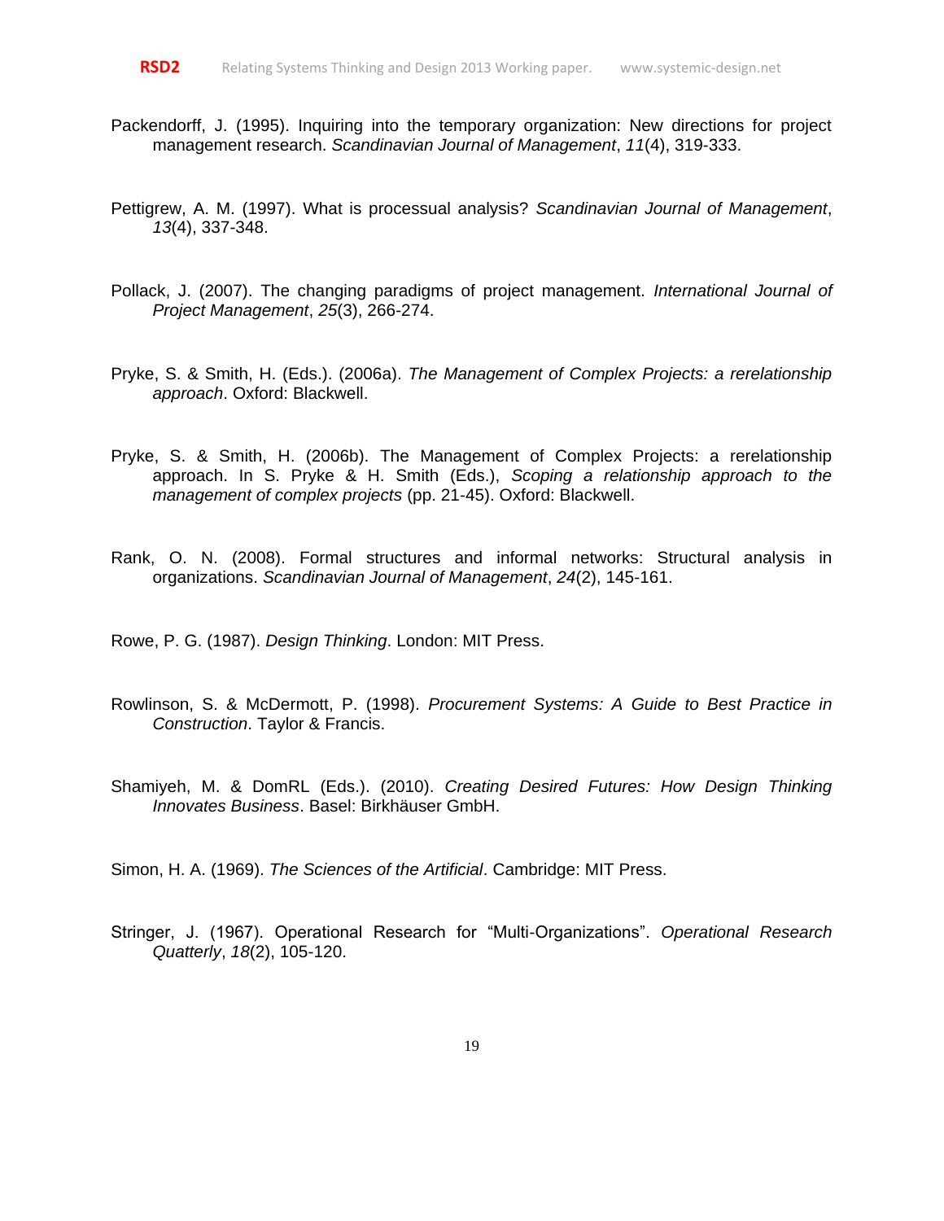Packendorff, J. (1995). Inquiring into the temporary organization: New directions for project management research. *Scandinavian Journal of Management*, *11*(4), 319-333.

Pettigrew, A. M. (1997). What is processual analysis? *Scandinavian Journal of Management*, *13*(4), 337-348.

Pollack, J. (2007). The changing paradigms of project management. *International Journal of Project Management*, *25*(3), 266-274.

Pryke, S. & Smith, H. (Eds.). (2006a). *The Management of Complex Projects: a rerelationship approach*. Oxford: Blackwell.

Pryke, S. & Smith, H. (2006b). The Management of Complex Projects: a rerelationship approach. In S. Pryke & H. Smith (Eds.), *Scoping a relationship approach to the management of complex projects* (pp. 21-45). Oxford: Blackwell.

Rank, O. N. (2008). Formal structures and informal networks: Structural analysis in organizations. *Scandinavian Journal of Management*, *24*(2), 145-161.

Rowe, P. G. (1987). *Design Thinking*. London: MIT Press.

Rowlinson, S. & McDermott, P. (1998). *Procurement Systems: A Guide to Best Practice in Construction*. Taylor & Francis.

Shamiyeh, M. & DomRL (Eds.). (2010). *Creating Desired Futures: How Design Thinking Innovates Business*. Basel: Birkhäuser GmbH.

Simon, H. A. (1969). *The Sciences of the Artificial*. Cambridge: MIT Press.

Stringer, J. (1967). Operational Research for “Multi-Organizations”. *Operational Research Quatterly*, *18*(2), 105-120.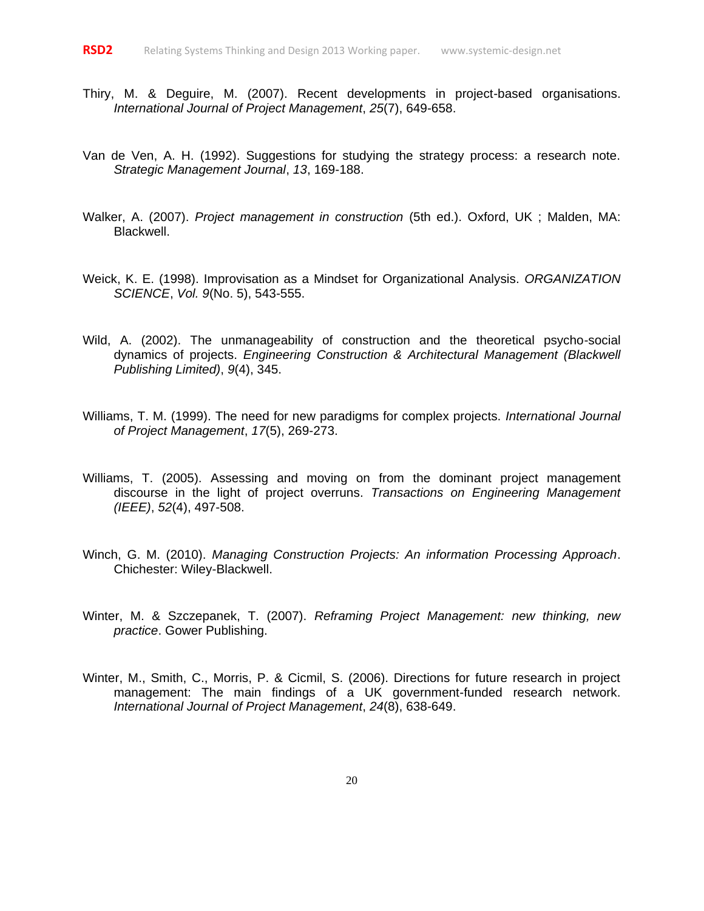Thiry, M. & Deguire, M. (2007). Recent developments in project-based organisations. *International Journal of Project Management*, *25*(7), 649-658.

Van de Ven, A. H. (1992). Suggestions for studying the strategy process: a research note. *Strategic Management Journal*, *13*, 169-188.

Walker, A. (2007). *Project management in construction* (5th ed.). Oxford, UK ; Malden, MA: Blackwell.

Weick, K. E. (1998). Improvisation as a Mindset for Organizational Analysis. *ORGANIZATION SCIENCE*, *Vol. 9*(No. 5), 543-555.

Wild, A. (2002). The unmanageability of construction and the theoretical psycho-social dynamics of projects. *Engineering Construction & Architectural Management (Blackwell Publishing Limited)*, *9*(4), 345.

Williams, T. M. (1999). The need for new paradigms for complex projects. *International Journal of Project Management*, *17*(5), 269-273.

Williams, T. (2005). Assessing and moving on from the dominant project management discourse in the light of project overruns. *Transactions on Engineering Management (IEEE)*, *52*(4), 497-508.

Winch, G. M. (2010). *Managing Construction Projects: An information Processing Approach*. Chichester: Wiley-Blackwell.

Winter, M. & Szczepanek, T. (2007). *Reframing Project Management: new thinking, new practice*. Gower Publishing.

Winter, M., Smith, C., Morris, P. & Cicmil, S. (2006). Directions for future research in project management: The main findings of a UK government-funded research network. *International Journal of Project Management*, *24*(8), 638-649.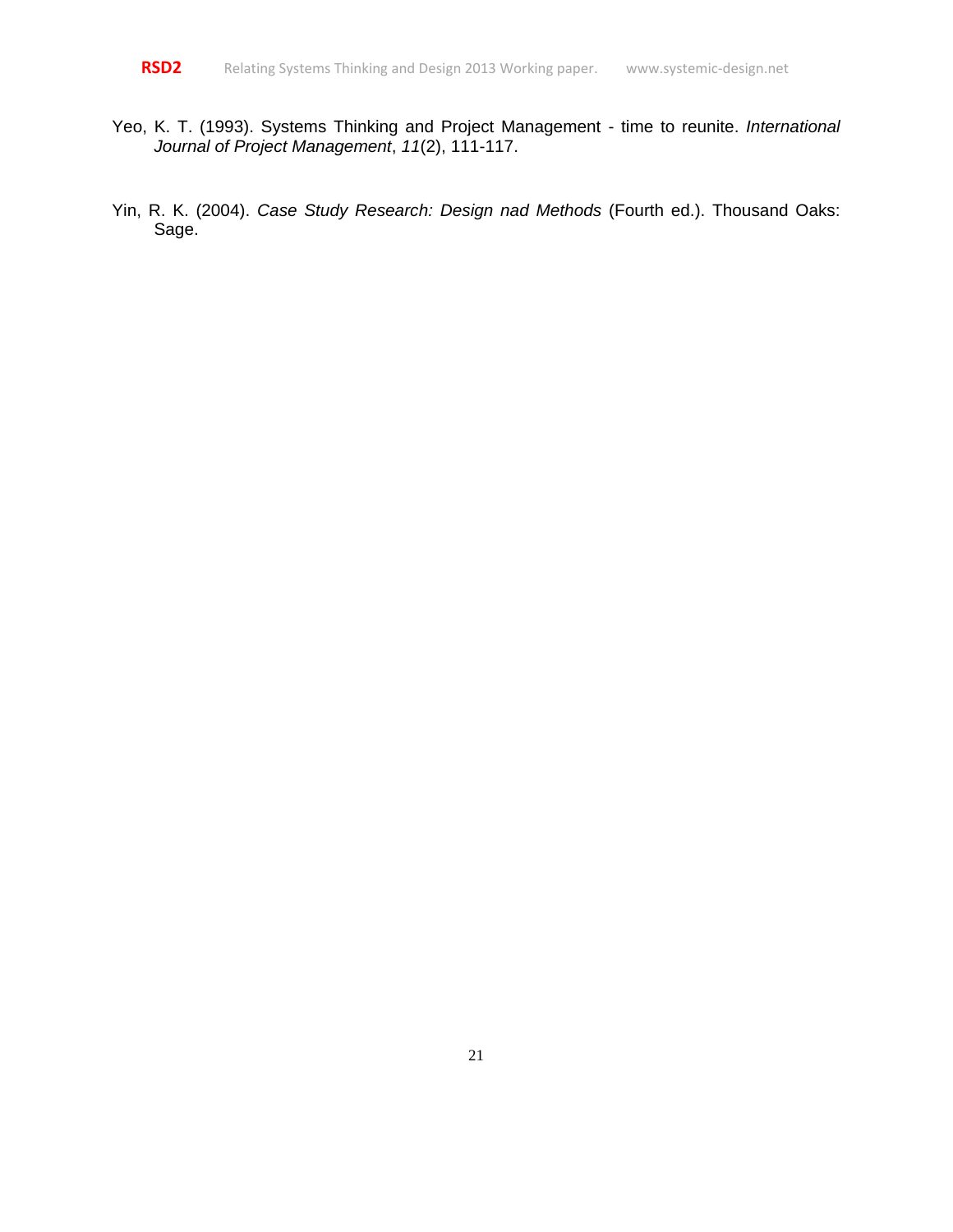Yeo, K. T. (1993). Systems Thinking and Project Management - time to reunite. *International Journal of Project Management*, *11*(2), 111-117.

Yin, R. K. (2004). *Case Study Research: Design nad Methods* (Fourth ed.). Thousand Oaks: Sage.